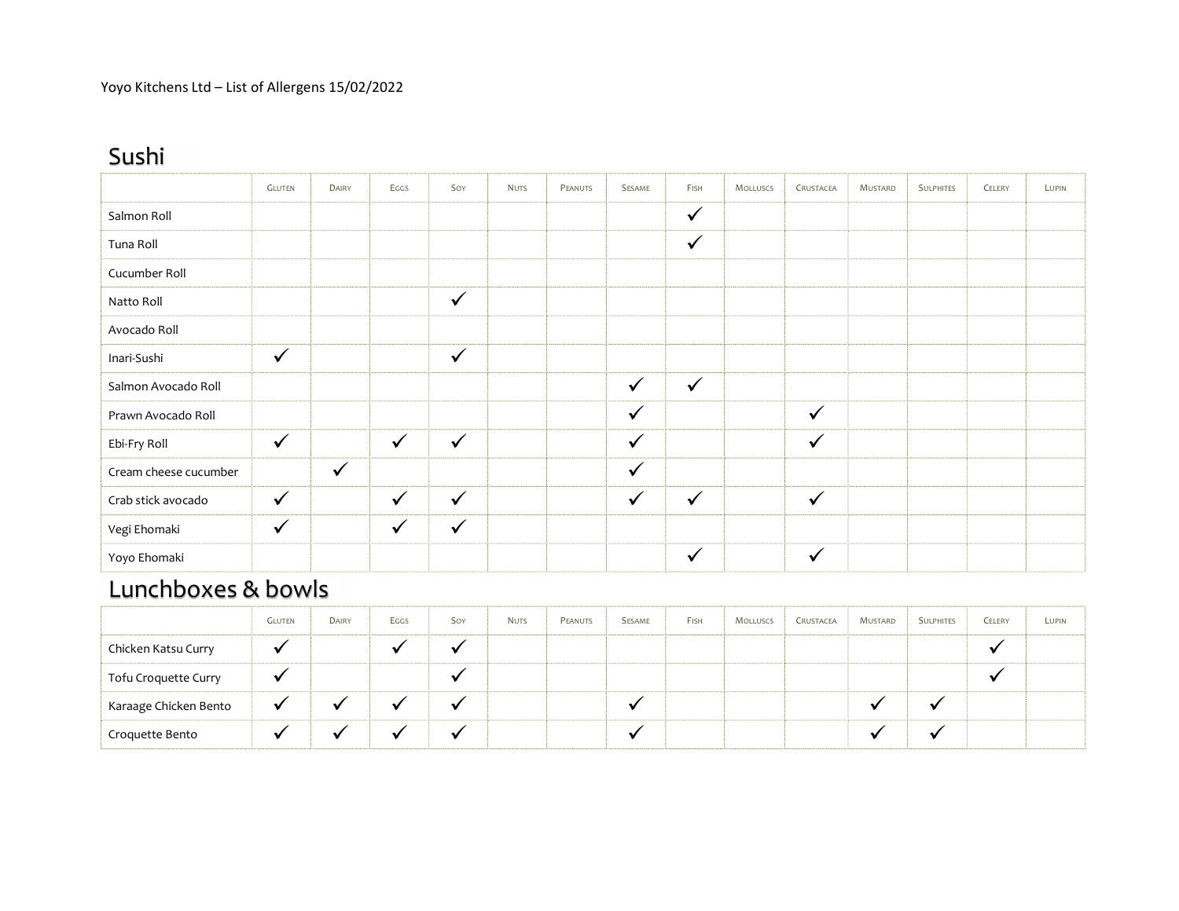Yoyo Kitchens Ltd – List of Allergens 15/02/2022

## Sushi

| | Gluten | Dairy | Eggs | Soy | Nuts | Peanuts | Sesame | Fish | Molluscs | Crustacea | Mustard | Sulphites | Celery | Lupin |
|---|---|---|---|---|---|---|---|---|---|---|---|---|---|---|
| Salmon Roll | | | | | | | | ✓ | | | | | | |
| Tuna Roll | | | | | | | | ✓ | | | | | | |
| Cucumber Roll | | | | | | | | | | | | | | |
| Natto Roll | | | | ✓ | | | | | | | | | | |
| Avocado Roll | | | | | | | | | | | | | | |
| Inari-Sushi | ✓ | | | ✓ | | | | | | | | | | |
| Salmon Avocado Roll | | | | | | | ✓ | ✓ | | | | | | |
| Prawn Avocado Roll | | | | | | | ✓ | | | ✓ | | | | |
| Ebi-Fry Roll | ✓ | | ✓ | ✓ | | | ✓ | | | ✓ | | | | |
| Cream cheese cucumber | | ✓ | | | | | ✓ | | | | | | | |
| Crab stick avocado | ✓ | | ✓ | ✓ | | | ✓ | ✓ | | ✓ | | | | |
| Vegi Ehomaki | ✓ | | ✓ | ✓ | | | | | | | | | | |
| Yoyo Ehomaki | | | | | | | | ✓ | | ✓ | | | | |

## Lunchboxes & bowls

| | Gluten | Dairy | Eggs | Soy | Nuts | Peanuts | Sesame | Fish | Molluscs | Crustacea | Mustard | Sulphites | Celery | Lupin |
|---|---|---|---|---|---|---|---|---|---|---|---|---|---|---|
| Chicken Katsu Curry | ✓ | | ✓ | ✓ | | | | | | | | | ✓ | |
| Tofu Croquette Curry | ✓ | | | ✓ | | | | | | | | | ✓ | |
| Karaage Chicken Bento | ✓ | ✓ | ✓ | ✓ | | | ✓ | | | | ✓ | ✓ | | |
| Croquette Bento | ✓ | ✓ | ✓ | ✓ | | | ✓ | | | | ✓ | ✓ | | |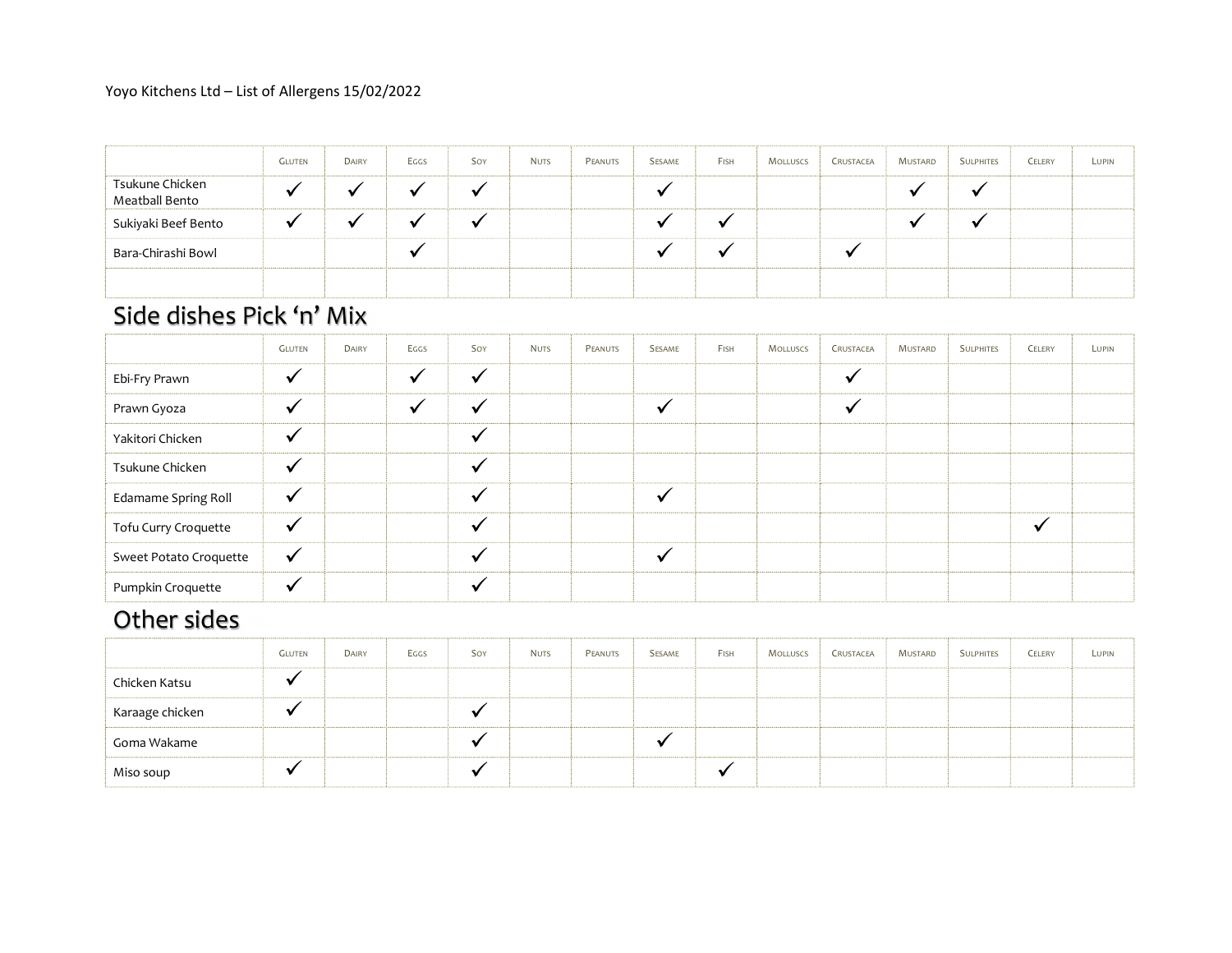Yoyo Kitchens Ltd – List of Allergens 15/02/2022

| | Gluten | Dairy | Eggs | Soy | Nuts | Peanuts | Sesame | Fish | Molluscs | Crustacea | Mustard | Sulphites | Celery | Lupin |
|---|---|---|---|---|---|---|---|---|---|---|---|---|---|---|
| Tsukune Chicken Meatball Bento | ✓ | ✓ | ✓ | ✓ | | | ✓ | | | | ✓ | ✓ | | |
| Sukiyaki Beef Bento | ✓ | ✓ | ✓ | ✓ | | | ✓ | ✓ | | | ✓ | ✓ | | |
| Bara-Chirashi Bowl | | | ✓ | | | | ✓ | ✓ | | ✓ | | | | |
| | | | | | | | | | | | | | | |

## Side dishes Pick 'n' Mix

| | Gluten | Dairy | Eggs | Soy | Nuts | Peanuts | Sesame | Fish | Molluscs | Crustacea | Mustard | Sulphites | Celery | Lupin |
|---|---|---|---|---|---|---|---|---|---|---|---|---|---|---|
| Ebi-Fry Prawn | ✓ | | ✓ | ✓ | | | | | | ✓ | | | | |
| Prawn Gyoza | ✓ | | ✓ | ✓ | | | ✓ | | | ✓ | | | | |
| Yakitori Chicken | ✓ | | | ✓ | | | | | | | | | | |
| Tsukune Chicken | ✓ | | | ✓ | | | | | | | | | | |
| Edamame Spring Roll | ✓ | | | ✓ | | | ✓ | | | | | | | |
| Tofu Curry Croquette | ✓ | | | ✓ | | | | | | | | | ✓ | |
| Sweet Potato Croquette | ✓ | | | ✓ | | | ✓ | | | | | | | |
| Pumpkin Croquette | ✓ | | | ✓ | | | | | | | | | | |

## Other sides

| | Gluten | Dairy | Eggs | Soy | Nuts | Peanuts | Sesame | Fish | Molluscs | Crustacea | Mustard | Sulphites | Celery | Lupin |
|---|---|---|---|---|---|---|---|---|---|---|---|---|---|---|
| Chicken Katsu | ✓ | | | | | | | | | | | | | |
| Karaage chicken | ✓ | | | ✓ | | | | | | | | | | |
| Goma Wakame | | | | ✓ | | | ✓ | | | | | | | |
| Miso soup | ✓ | | | ✓ | | | | ✓ | | | | | | |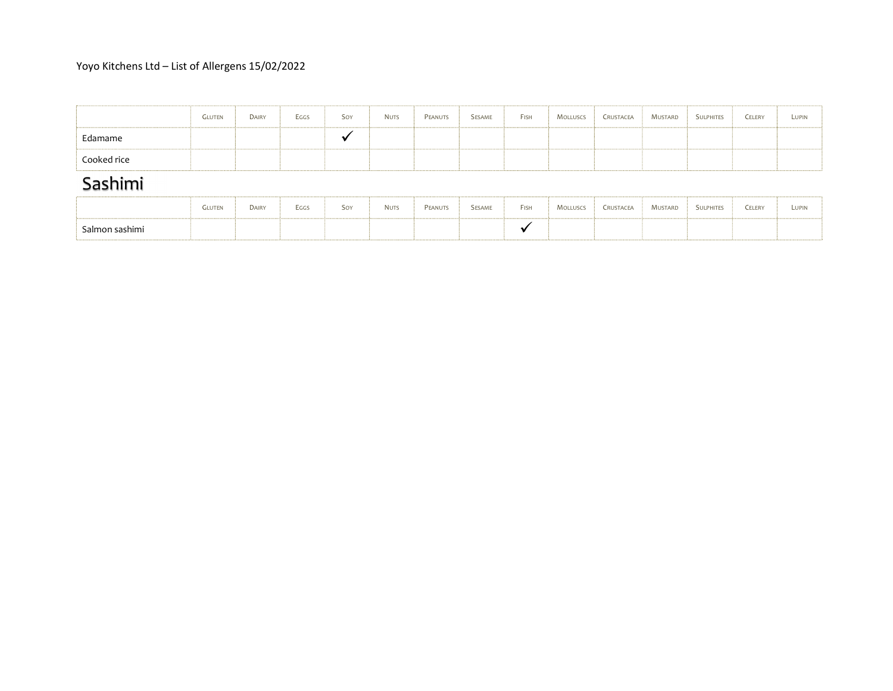Yoyo Kitchens Ltd – List of Allergens 15/02/2022

| | Gluten | Dairy | Eggs | Soy | Nuts | Peanuts | Sesame | Fish | Molluscs | Crustacea | Mustard | Sulphites | Celery | Lupin |
|---|---|---|---|---|---|---|---|---|---|---|---|---|---|---|
| Edamame | | | | ✓ | | | | | | | | | | |
| Cooked rice | | | | | | | | | | | | | | |

## Sashimi

| | Gluten | Dairy | Eggs | Soy | Nuts | Peanuts | Sesame | Fish | Molluscs | Crustacea | Mustard | Sulphites | Celery | Lupin |
|---|---|---|---|---|---|---|---|---|---|---|---|---|---|---|
| Salmon sashimi | | | | | | | | ✓ | | | | | | |